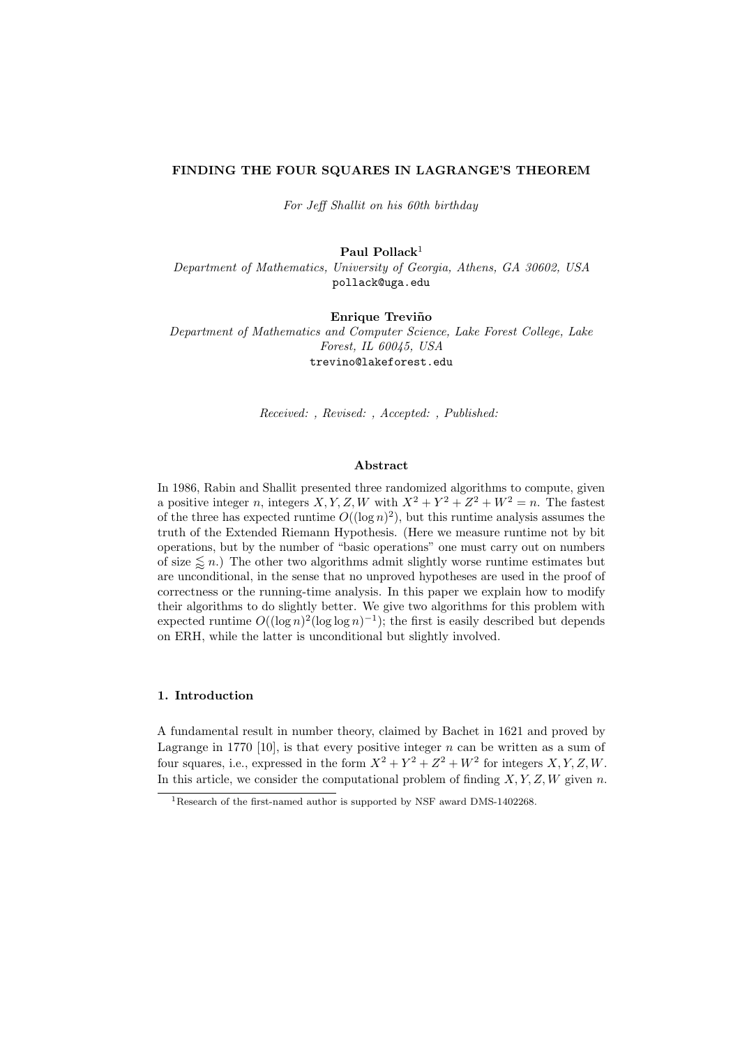# FINDING THE FOUR SQUARES IN LAGRANGE'S THEOREM

*For Jeff Shallit on his 60th birthday*

**Paul Pollack**[1]
*Department of Mathematics, University of Georgia, Athens, GA 30602, USA*
pollack@uga.edu

**Enrique Treviño**
*Department of Mathematics and Computer Science, Lake Forest College, Lake Forest, IL 60045, USA*
trevino@lakeforest.edu

*Received: , Revised: , Accepted: , Published:*

### Abstract

In 1986, Rabin and Shallit presented three randomized algorithms to compute, given a positive integer $n$, integers $X, Y, Z, W$ with $X^2 + Y^2 + Z^2 + W^2 = n$. The fastest of the three has expected runtime $O((\log n)^2)$, but this runtime analysis assumes the truth of the Extended Riemann Hypothesis. (Here we measure runtime not by bit operations, but by the number of "basic operations" one must carry out on numbers of size $\lessapprox n$.) The other two algorithms admit slightly worse runtime estimates but are unconditional, in the sense that no unproved hypotheses are used in the proof of correctness or the running-time analysis. In this paper we explain how to modify their algorithms to do slightly better. We give two algorithms for this problem with expected runtime $O((\log n)^2(\log\log n)^{-1})$; the first is easily described but depends on ERH, while the latter is unconditional but slightly involved.

## 1. Introduction

A fundamental result in number theory, claimed by Bachet in 1621 and proved by Lagrange in 1770 [10], is that every positive integer $n$ can be written as a sum of four squares, i.e., expressed in the form $X^2 + Y^2 + Z^2 + W^2$ for integers $X, Y, Z, W$. In this article, we consider the computational problem of finding $X, Y, Z, W$ given $n$.

[1] Research of the first-named author is supported by NSF award DMS-1402268.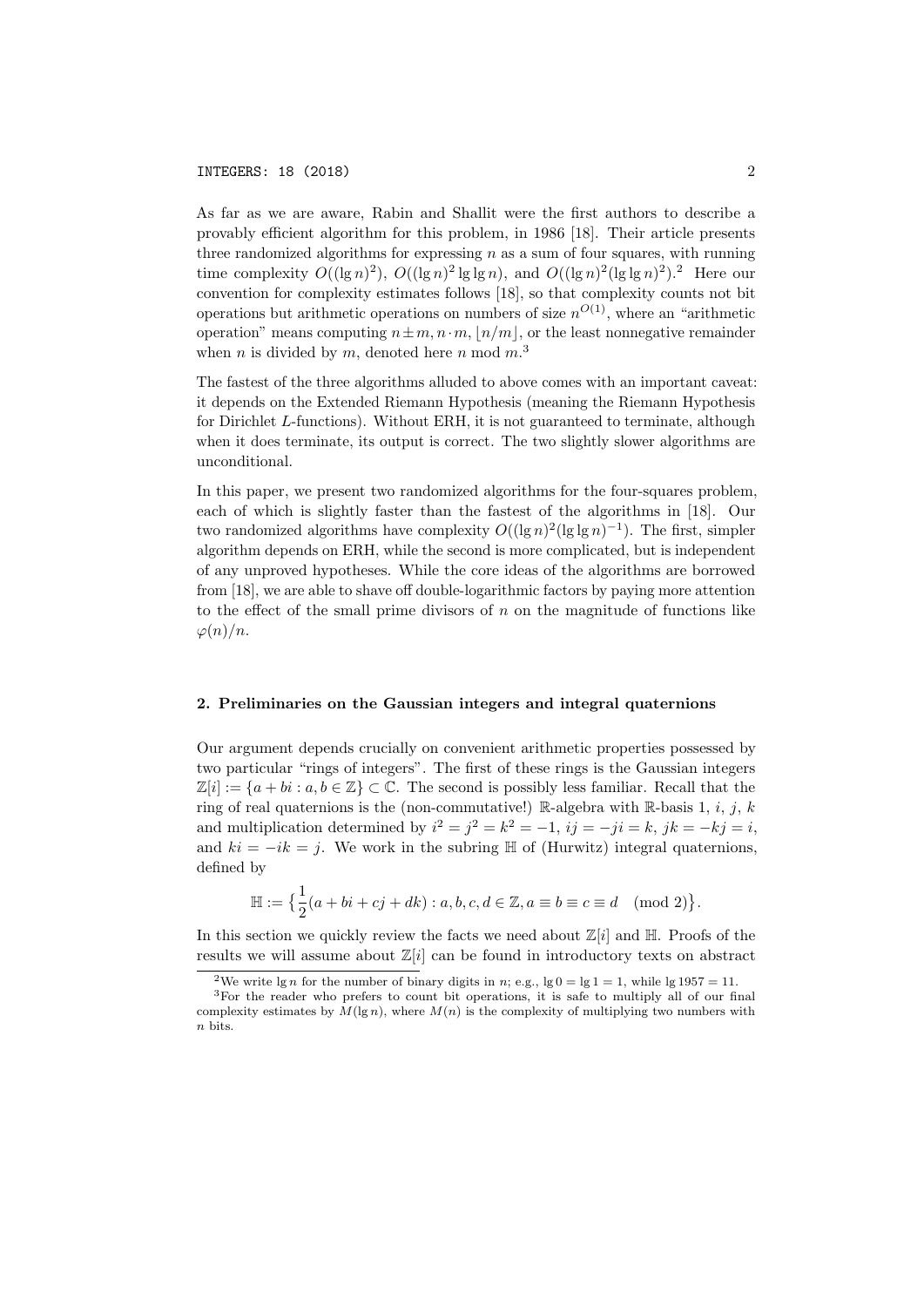As far as we are aware, Rabin and Shallit were the first authors to describe a provably efficient algorithm for this problem, in 1986 [18]. Their article presents three randomized algorithms for expressing $n$ as a sum of four squares, with running time complexity $O((\lg n)^2)$, $O((\lg n)^2 \lg\lg n)$, and $O((\lg n)^2(\lg\lg n)^2)$.[2] Here our convention for complexity estimates follows [18], so that complexity counts not bit operations but arithmetic operations on numbers of size $n^{O(1)}$, where an "arithmetic operation" means computing $n \pm m, n \cdot m, \lfloor n/m \rfloor$, or the least nonnegative remainder when $n$ is divided by $m$, denoted here $n \bmod m$.[3]

The fastest of the three algorithms alluded to above comes with an important caveat: it depends on the Extended Riemann Hypothesis (meaning the Riemann Hypothesis for Dirichlet $L$-functions). Without ERH, it is not guaranteed to terminate, although when it does terminate, its output is correct. The two slightly slower algorithms are unconditional.

In this paper, we present two randomized algorithms for the four-squares problem, each of which is slightly faster than the fastest of the algorithms in [18]. Our two randomized algorithms have complexity $O((\lg n)^2(\lg\lg n)^{-1})$. The first, simpler algorithm depends on ERH, while the second is more complicated, but is independent of any unproved hypotheses. While the core ideas of the algorithms are borrowed from [18], we are able to shave off double-logarithmic factors by paying more attention to the effect of the small prime divisors of $n$ on the magnitude of functions like $\varphi(n)/n$.

## 2. Preliminaries on the Gaussian integers and integral quaternions

Our argument depends crucially on convenient arithmetic properties possessed by two particular "rings of integers". The first of these rings is the Gaussian integers $\mathbb{Z}[i] := \{a + bi : a, b \in \mathbb{Z}\} \subset \mathbb{C}$. The second is possibly less familiar. Recall that the ring of real quaternions is the (non-commutative!) $\mathbb{R}$-algebra with $\mathbb{R}$-basis $1$, $i$, $j$, $k$ and multiplication determined by $i^2 = j^2 = k^2 = -1$, $ij = -ji = k$, $jk = -kj = i$, and $ki = -ik = j$. We work in the subring $\mathbb{H}$ of (Hurwitz) integral quaternions, defined by

$$\mathbb{H} := \left\{\frac{1}{2}(a + bi + cj + dk) : a, b, c, d \in \mathbb{Z}, a \equiv b \equiv c \equiv d \pmod 2\right\}.$$

In this section we quickly review the facts we need about $\mathbb{Z}[i]$ and $\mathbb{H}$. Proofs of the results we will assume about $\mathbb{Z}[i]$ can be found in introductory texts on abstract

[2] We write $\lg n$ for the number of binary digits in $n$; e.g., $\lg 0 = \lg 1 = 1$, while $\lg 1957 = 11$.

[3] For the reader who prefers to count bit operations, it is safe to multiply all of our final complexity estimates by $M(\lg n)$, where $M(n)$ is the complexity of multiplying two numbers with $n$ bits.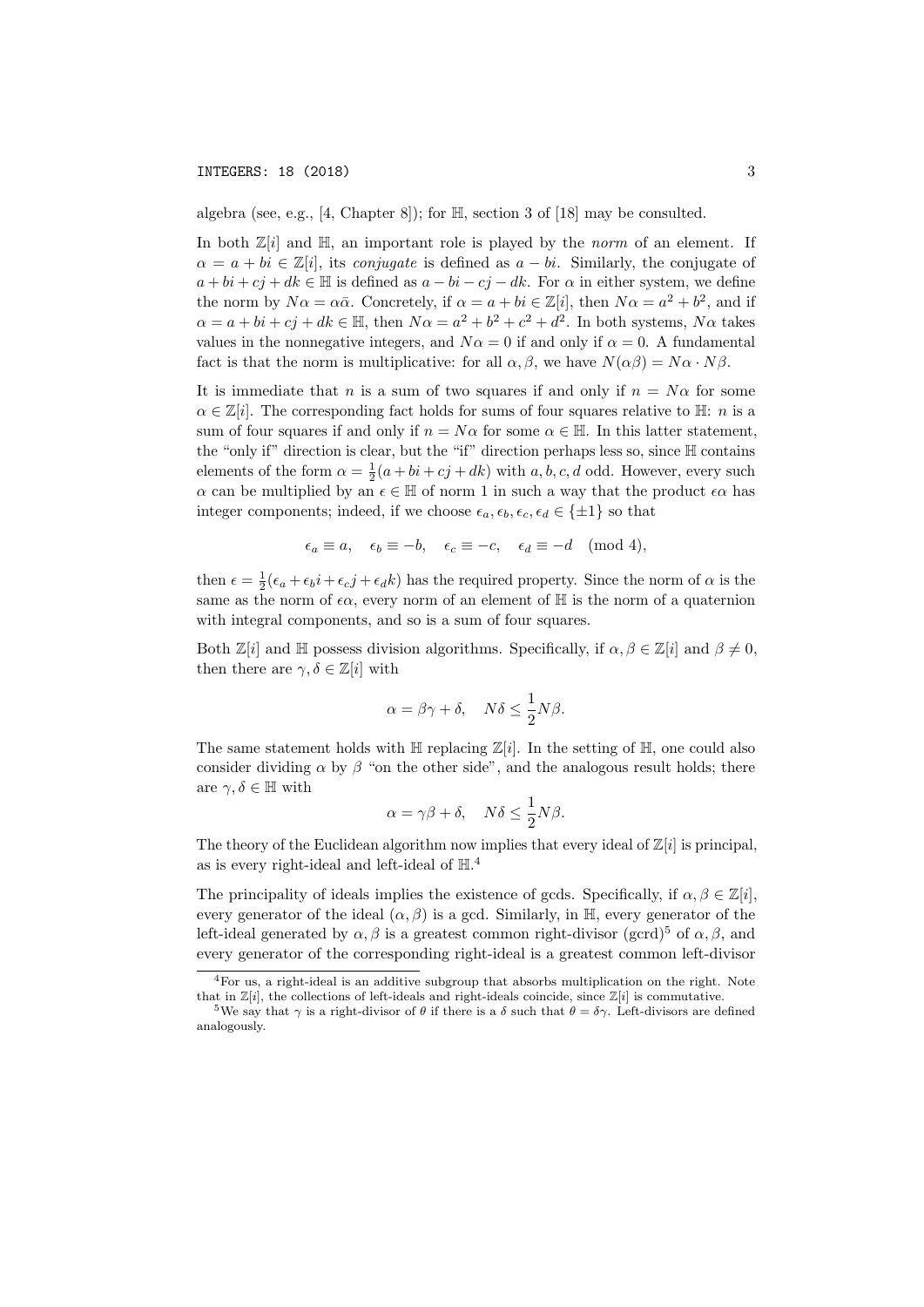algebra (see, e.g., [4, Chapter 8]); for $\mathbb{H}$, section 3 of [18] may be consulted.

In both $\mathbb{Z}[i]$ and $\mathbb{H}$, an important role is played by the *norm* of an element. If $\alpha = a + bi \in \mathbb{Z}[i]$, its *conjugate* is defined as $a - bi$. Similarly, the conjugate of $a + bi + cj + dk \in \mathbb{H}$ is defined as $a - bi - cj - dk$. For $\alpha$ in either system, we define the norm by $N\alpha = \alpha\bar{\alpha}$. Concretely, if $\alpha = a + bi \in \mathbb{Z}[i]$, then $N\alpha = a^2 + b^2$, and if $\alpha = a + bi + cj + dk \in \mathbb{H}$, then $N\alpha = a^2 + b^2 + c^2 + d^2$. In both systems, $N\alpha$ takes values in the nonnegative integers, and $N\alpha = 0$ if and only if $\alpha = 0$. A fundamental fact is that the norm is multiplicative: for all $\alpha, \beta$, we have $N(\alpha\beta) = N\alpha \cdot N\beta$.

It is immediate that $n$ is a sum of two squares if and only if $n = N\alpha$ for some $\alpha \in \mathbb{Z}[i]$. The corresponding fact holds for sums of four squares relative to $\mathbb{H}$: $n$ is a sum of four squares if and only if $n = N\alpha$ for some $\alpha \in \mathbb{H}$. In this latter statement, the "only if" direction is clear, but the "if" direction perhaps less so, since $\mathbb{H}$ contains elements of the form $\alpha = \frac{1}{2}(a + bi + cj + dk)$ with $a, b, c, d$ odd. However, every such $\alpha$ can be multiplied by an $\epsilon \in \mathbb{H}$ of norm 1 in such a way that the product $\epsilon\alpha$ has integer components; indeed, if we choose $\epsilon_a, \epsilon_b, \epsilon_c, \epsilon_d \in \{\pm 1\}$ so that

$$\epsilon_a \equiv a, \quad \epsilon_b \equiv -b, \quad \epsilon_c \equiv -c, \quad \epsilon_d \equiv -d \pmod 4,$$

then $\epsilon = \frac{1}{2}(\epsilon_a + \epsilon_b i + \epsilon_c j + \epsilon_d k)$ has the required property. Since the norm of $\alpha$ is the same as the norm of $\epsilon\alpha$, every norm of an element of $\mathbb{H}$ is the norm of a quaternion with integral components, and so is a sum of four squares.

Both $\mathbb{Z}[i]$ and $\mathbb{H}$ possess division algorithms. Specifically, if $\alpha, \beta \in \mathbb{Z}[i]$ and $\beta \neq 0$, then there are $\gamma, \delta \in \mathbb{Z}[i]$ with

$$\alpha = \beta\gamma + \delta, \quad N\delta \leq \frac{1}{2}N\beta.$$

The same statement holds with $\mathbb{H}$ replacing $\mathbb{Z}[i]$. In the setting of $\mathbb{H}$, one could also consider dividing $\alpha$ by $\beta$ "on the other side", and the analogous result holds; there are $\gamma, \delta \in \mathbb{H}$ with

$$\alpha = \gamma\beta + \delta, \quad N\delta \leq \frac{1}{2}N\beta.$$

The theory of the Euclidean algorithm now implies that every ideal of $\mathbb{Z}[i]$ is principal, as is every right-ideal and left-ideal of $\mathbb{H}$.[4]

The principality of ideals implies the existence of gcds. Specifically, if $\alpha, \beta \in \mathbb{Z}[i]$, every generator of the ideal $(\alpha, \beta)$ is a gcd. Similarly, in $\mathbb{H}$, every generator of the left-ideal generated by $\alpha, \beta$ is a greatest common right-divisor (gcrd)[5] of $\alpha, \beta$, and every generator of the corresponding right-ideal is a greatest common left-divisor

[4] For us, a right-ideal is an additive subgroup that absorbs multiplication on the right. Note that in $\mathbb{Z}[i]$, the collections of left-ideals and right-ideals coincide, since $\mathbb{Z}[i]$ is commutative.

[5] We say that $\gamma$ is a right-divisor of $\theta$ if there is a $\delta$ such that $\theta = \delta\gamma$. Left-divisors are defined analogously.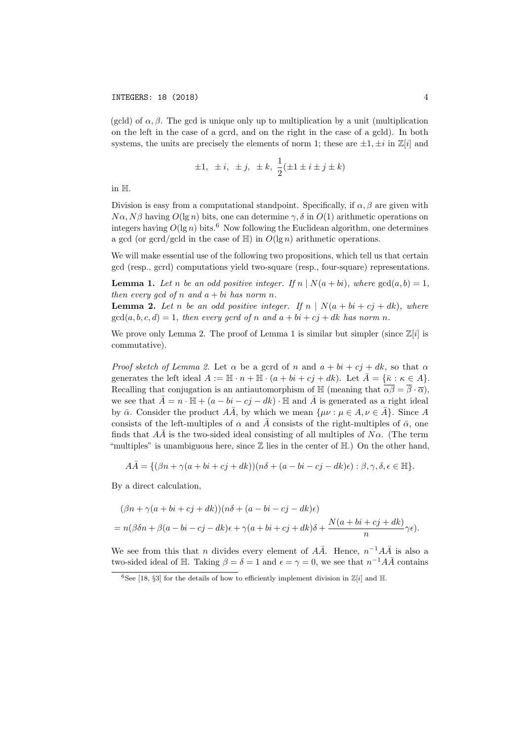(gcld) of $\alpha, \beta$. The gcd is unique only up to multiplication by a unit (multiplication on the left in the case of a gcrd, and on the right in the case of a gcld). In both systems, the units are precisely the elements of norm 1; these are $\pm 1, \pm i$ in $\mathbb{Z}[i]$ and

$$\pm 1,\ \pm i,\ \pm j,\ \pm k,\ \frac{1}{2}(\pm 1 \pm i \pm j \pm k)$$

in $\mathbb{H}$.

Division is easy from a computational standpoint. Specifically, if $\alpha, \beta$ are given with $N\alpha, N\beta$ having $O(\lg n)$ bits, one can determine $\gamma, \delta$ in $O(1)$ arithmetic operations on integers having $O(\lg n)$ bits.[6] Now following the Euclidean algorithm, one determines a gcd (or gcrd/gcld in the case of $\mathbb{H}$) in $O(\lg n)$ arithmetic operations.

We will make essential use of the following two propositions, which tell us that certain gcd (resp., gcrd) computations yield two-square (resp., four-square) representations.

**Lemma 1.** *Let $n$ be an odd positive integer. If $n \mid N(a+bi)$, where $\gcd(a,b)=1$, then every gcd of $n$ and $a+bi$ has norm $n$.*

**Lemma 2.** *Let $n$ be an odd positive integer. If $n \mid N(a+bi+cj+dk)$, where $\gcd(a,b,c,d)=1$, then every gcrd of $n$ and $a+bi+cj+dk$ has norm $n$.*

We prove only Lemma 2. The proof of Lemma 1 is similar but simpler (since $\mathbb{Z}[i]$ is commutative).

*Proof sketch of Lemma 2.* Let $\alpha$ be a gcrd of $n$ and $a+bi+cj+dk$, so that $\alpha$ generates the left ideal $A := \mathbb{H}\cdot n + \mathbb{H}\cdot(a+bi+cj+dk)$. Let $\bar{A} = \{\bar{\kappa} : \kappa \in A\}$. Recalling that conjugation is an antiautomorphism of $\mathbb{H}$ (meaning that $\overline{\alpha\beta} = \overline{\beta}\cdot\overline{\alpha}$), we see that $\bar{A} = n\cdot\mathbb{H} + (a-bi-cj-dk)\cdot\mathbb{H}$ and $\bar{A}$ is generated as a right ideal by $\bar{\alpha}$. Consider the product $A\bar{A}$, by which we mean $\{\mu\nu : \mu \in A, \nu \in \bar{A}\}$. Since $A$ consists of the left-multiples of $\alpha$ and $\bar{A}$ consists of the right-multiples of $\bar{\alpha}$, one finds that $A\bar{A}$ is the two-sided ideal consisting of all multiples of $N\alpha$. (The term "multiples" is unambiguous here, since $\mathbb{Z}$ lies in the center of $\mathbb{H}$.) On the other hand,

$$A\bar{A} = \{(\beta n + \gamma(a+bi+cj+dk))(n\delta + (a-bi-cj-dk)\epsilon) : \beta,\gamma,\delta,\epsilon \in \mathbb{H}\}.$$

By a direct calculation,

$$\begin{aligned}
&(\beta n + \gamma(a+bi+cj+dk))(n\delta + (a-bi-cj-dk)\epsilon)\\
&= n(\beta\delta n + \beta(a-bi-cj-dk)\epsilon + \gamma(a+bi+cj+dk)\delta + \frac{N(a+bi+cj+dk)}{n}\gamma\epsilon).
\end{aligned}$$

We see from this that $n$ divides every element of $A\bar{A}$. Hence, $n^{-1}A\bar{A}$ is also a two-sided ideal of $\mathbb{H}$. Taking $\beta = \delta = 1$ and $\epsilon = \gamma = 0$, we see that $n^{-1}A\bar{A}$ contains

[6] See [18, §3] for the details of how to efficiently implement division in $\mathbb{Z}[i]$ and $\mathbb{H}$.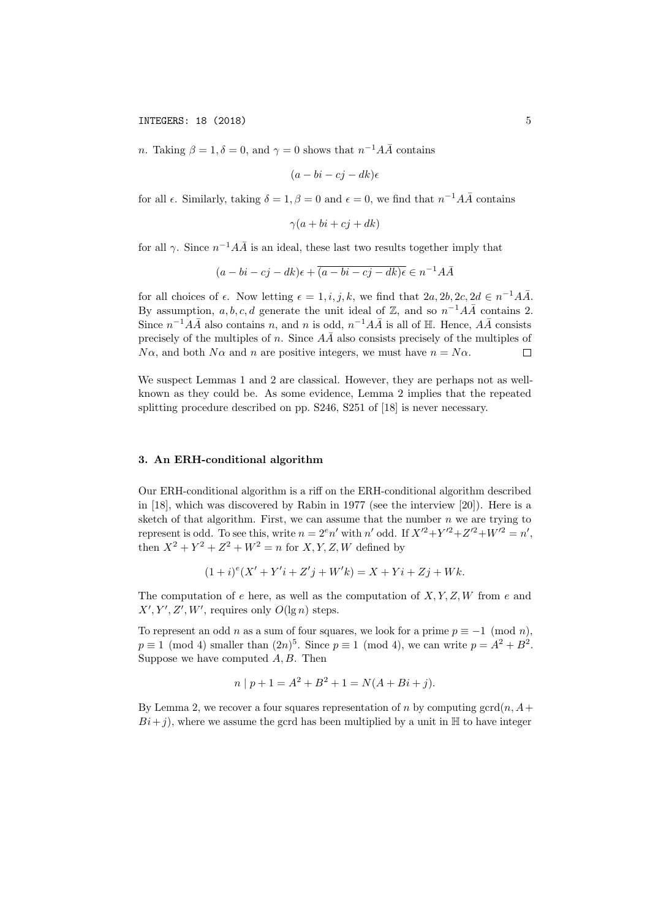$n$. Taking $\beta = 1, \delta = 0$, and $\gamma = 0$ shows that $n^{-1}A\bar{A}$ contains

$$(a - bi - cj - dk)\epsilon$$

for all $\epsilon$. Similarly, taking $\delta = 1, \beta = 0$ and $\epsilon = 0$, we find that $n^{-1}A\bar{A}$ contains

$$\gamma(a + bi + cj + dk)$$

for all $\gamma$. Since $n^{-1}A\bar{A}$ is an ideal, these last two results together imply that

$$(a - bi - cj - dk)\epsilon + \overline{(a - bi - cj - dk)\epsilon} \in n^{-1}A\bar{A}$$

for all choices of $\epsilon$. Now letting $\epsilon = 1, i, j, k$, we find that $2a, 2b, 2c, 2d \in n^{-1}A\bar{A}$. By assumption, $a, b, c, d$ generate the unit ideal of $\mathbb{Z}$, and so $n^{-1}A\bar{A}$ contains 2. Since $n^{-1}A\bar{A}$ also contains $n$, and $n$ is odd, $n^{-1}A\bar{A}$ is all of $\mathbb{H}$. Hence, $A\bar{A}$ consists precisely of the multiples of $n$. Since $A\bar{A}$ also consists precisely of the multiples of $N\alpha$, and both $N\alpha$ and $n$ are positive integers, we must have $n = N\alpha$. □

We suspect Lemmas 1 and 2 are classical. However, they are perhaps not as well-known as they could be. As some evidence, Lemma 2 implies that the repeated splitting procedure described on pp. S246, S251 of [18] is never necessary.

## 3. An ERH-conditional algorithm

Our ERH-conditional algorithm is a riff on the ERH-conditional algorithm described in [18], which was discovered by Rabin in 1977 (see the interview [20]). Here is a sketch of that algorithm. First, we can assume that the number $n$ we are trying to represent is odd. To see this, write $n = 2^e n'$ with $n'$ odd. If $X'^2 + Y'^2 + Z'^2 + W'^2 = n'$, then $X^2 + Y^2 + Z^2 + W^2 = n$ for $X, Y, Z, W$ defined by

$$(1 + i)^e(X' + Y'i + Z'j + W'k) = X + Yi + Zj + Wk.$$

The computation of $e$ here, as well as the computation of $X, Y, Z, W$ from $e$ and $X', Y', Z', W'$, requires only $O(\lg n)$ steps.

To represent an odd $n$ as a sum of four squares, we look for a prime $p \equiv -1 \pmod{n}$, $p \equiv 1 \pmod 4$ smaller than $(2n)^5$. Since $p \equiv 1 \pmod 4$, we can write $p = A^2 + B^2$. Suppose we have computed $A, B$. Then

$$n \mid p + 1 = A^2 + B^2 + 1 = N(A + Bi + j).$$

By Lemma 2, we recover a four squares representation of $n$ by computing $\operatorname{gcrd}(n, A + Bi + j)$, where we assume the gcrd has been multiplied by a unit in $\mathbb{H}$ to have integer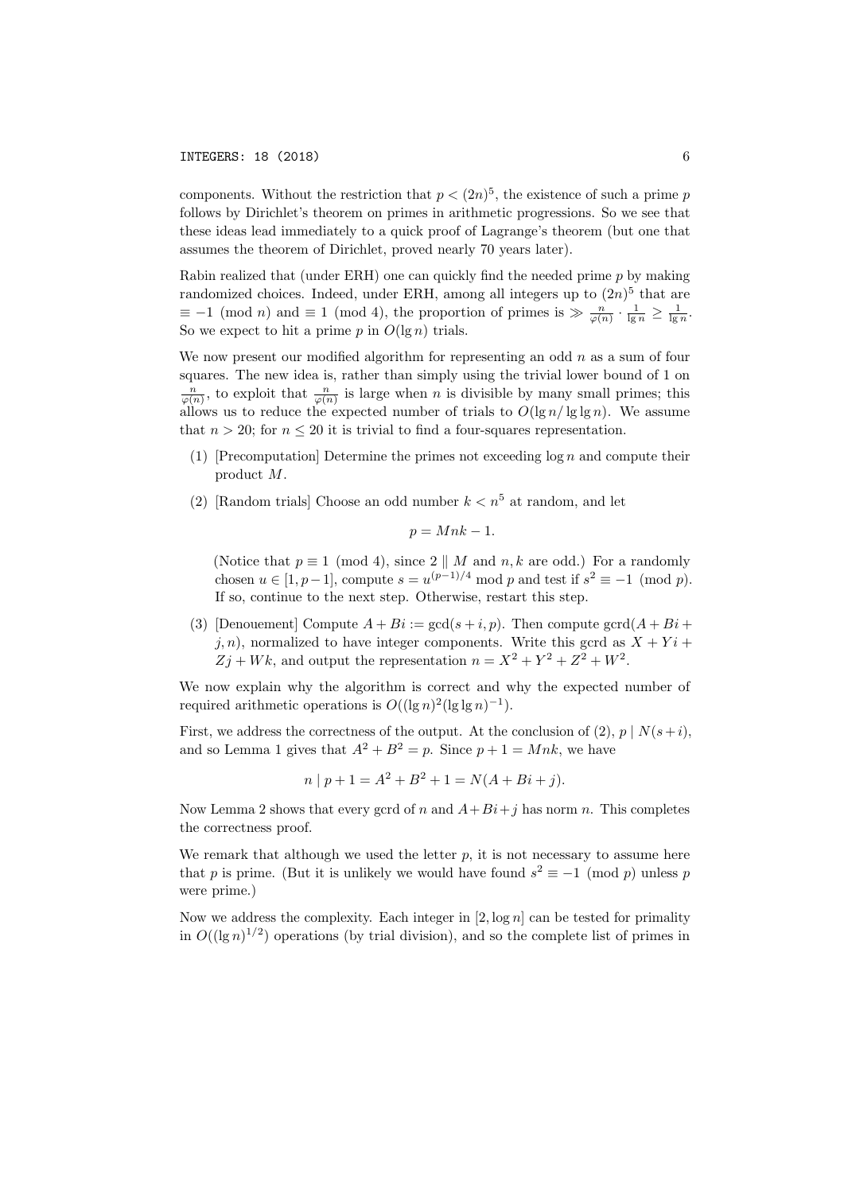components. Without the restriction that $p < (2n)^5$, the existence of such a prime $p$ follows by Dirichlet's theorem on primes in arithmetic progressions. So we see that these ideas lead immediately to a quick proof of Lagrange's theorem (but one that assumes the theorem of Dirichlet, proved nearly 70 years later).

Rabin realized that (under ERH) one can quickly find the needed prime $p$ by making randomized choices. Indeed, under ERH, among all integers up to $(2n)^5$ that are $\equiv -1 \pmod{n}$ and $\equiv 1 \pmod{4}$, the proportion of primes is $\gg \frac{n}{\varphi(n)} \cdot \frac{1}{\lg n} \geq \frac{1}{\lg n}$. So we expect to hit a prime $p$ in $O(\lg n)$ trials.

We now present our modified algorithm for representing an odd $n$ as a sum of four squares. The new idea is, rather than simply using the trivial lower bound of 1 on $\frac{n}{\varphi(n)}$, to exploit that $\frac{n}{\varphi(n)}$ is large when $n$ is divisible by many small primes; this allows us to reduce the expected number of trials to $O(\lg n / \lg\lg n)$. We assume that $n > 20$; for $n \leq 20$ it is trivial to find a four-squares representation.

1. [Precomputation] Determine the primes not exceeding $\log n$ and compute their product $M$.

2. [Random trials] Choose an odd number $k < n^5$ at random, and let

$$p = Mnk - 1.$$

   (Notice that $p \equiv 1 \pmod{4}$, since $2 \parallel M$ and $n, k$ are odd.) For a randomly chosen $u \in [1, p-1]$, compute $s = u^{(p-1)/4} \bmod p$ and test if $s^2 \equiv -1 \pmod{p}$. If so, continue to the next step. Otherwise, restart this step.

3. [Denouement] Compute $A + Bi := \gcd(s + i, p)$. Then compute $\mathrm{gcrd}(A + Bi + j, n)$, normalized to have integer components. Write this gcrd as $X + Yi + Zj + Wk$, and output the representation $n = X^2 + Y^2 + Z^2 + W^2$.

We now explain why the algorithm is correct and why the expected number of required arithmetic operations is $O((\lg n)^2 (\lg\lg n)^{-1})$.

First, we address the correctness of the output. At the conclusion of (2), $p \mid N(s+i)$, and so Lemma 1 gives that $A^2 + B^2 = p$. Since $p + 1 = Mnk$, we have

$$n \mid p + 1 = A^2 + B^2 + 1 = N(A + Bi + j).$$

Now Lemma 2 shows that every gcrd of $n$ and $A + Bi + j$ has norm $n$. This completes the correctness proof.

We remark that although we used the letter $p$, it is not necessary to assume here that $p$ is prime. (But it is unlikely we would have found $s^2 \equiv -1 \pmod{p}$ unless $p$ were prime.)

Now we address the complexity. Each integer in $[2, \log n]$ can be tested for primality in $O((\lg n)^{1/2})$ operations (by trial division), and so the complete list of primes in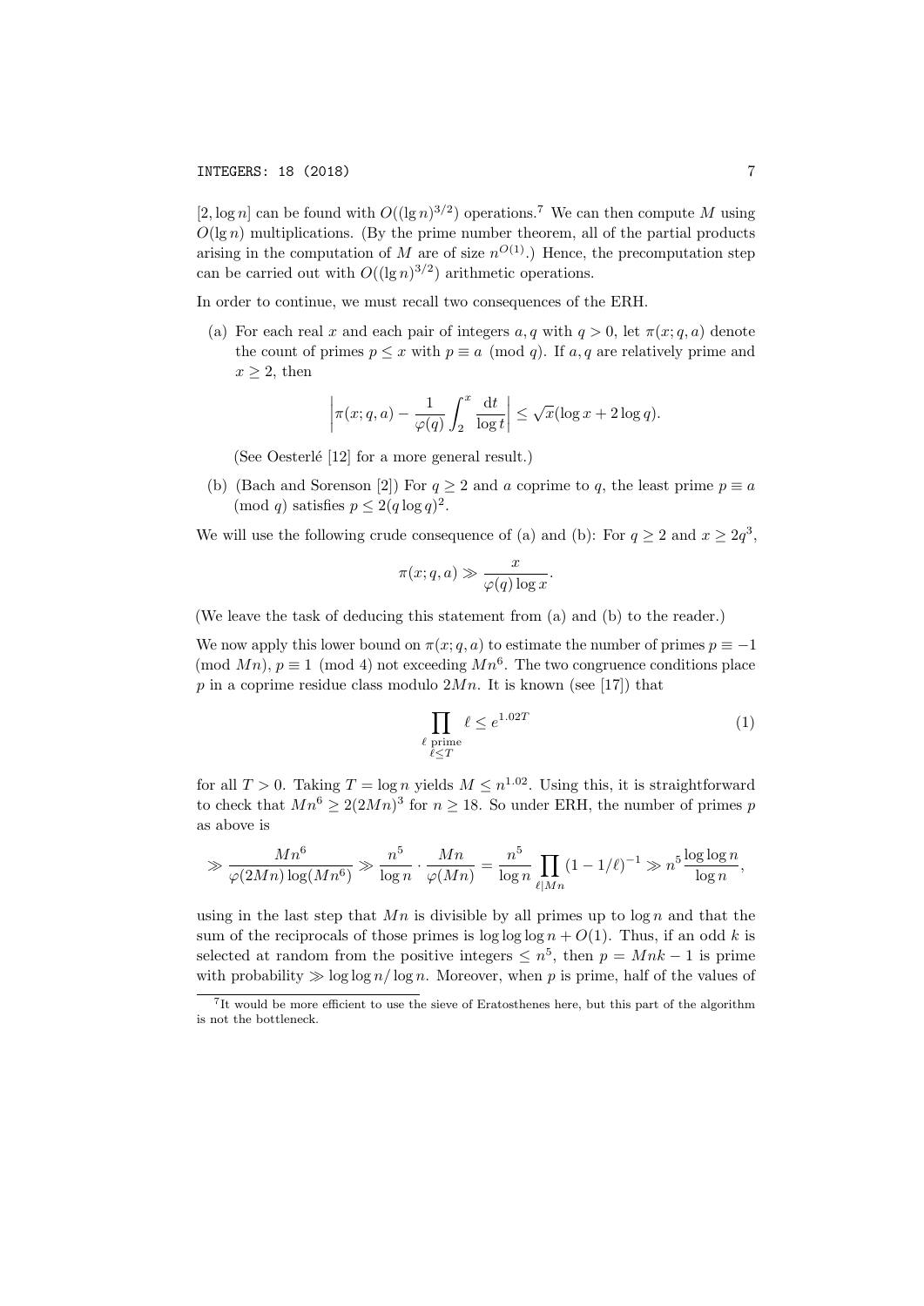$[2, \log n]$ can be found with $O((\lg n)^{3/2})$ operations.[7] We can then compute $M$ using $O(\lg n)$ multiplications. (By the prime number theorem, all of the partial products arising in the computation of $M$ are of size $n^{O(1)}$.) Hence, the precomputation step can be carried out with $O((\lg n)^{3/2})$ arithmetic operations.

In order to continue, we must recall two consequences of the ERH.

(a) For each real $x$ and each pair of integers $a, q$ with $q > 0$, let $\pi(x; q, a)$ denote the count of primes $p \le x$ with $p \equiv a \pmod q$. If $a, q$ are relatively prime and $x \ge 2$, then

$$\left| \pi(x; q, a) - \frac{1}{\varphi(q)} \int_2^x \frac{\mathrm{d}t}{\log t} \right| \le \sqrt{x}(\log x + 2 \log q).$$

(See Oesterlé [12] for a more general result.)

(b) (Bach and Sorenson [2]) For $q \ge 2$ and $a$ coprime to $q$, the least prime $p \equiv a \pmod q$ satisfies $p \le 2(q \log q)^2$.

We will use the following crude consequence of (a) and (b): For $q \ge 2$ and $x \ge 2q^3$,

$$\pi(x; q, a) \gg \frac{x}{\varphi(q) \log x}.$$

(We leave the task of deducing this statement from (a) and (b) to the reader.)

We now apply this lower bound on $\pi(x; q, a)$ to estimate the number of primes $p \equiv -1 \pmod{Mn}$, $p \equiv 1 \pmod 4$ not exceeding $Mn^6$. The two congruence conditions place $p$ in a coprime residue class modulo $2Mn$. It is known (see [17]) that

$$\prod_{\substack{\ell \text{ prime} \\ \ell \le T}} \ell \le e^{1.02T} \tag{1}$$

for all $T > 0$. Taking $T = \log n$ yields $M \le n^{1.02}$. Using this, it is straightforward to check that $Mn^6 \ge 2(2Mn)^3$ for $n \ge 18$. So under ERH, the number of primes $p$ as above is

$$\gg \frac{Mn^6}{\varphi(2Mn) \log(Mn^6)} \gg \frac{n^5}{\log n} \cdot \frac{Mn}{\varphi(Mn)} = \frac{n^5}{\log n} \prod_{\ell \mid Mn} (1 - 1/\ell)^{-1} \gg n^5 \frac{\log \log n}{\log n},$$

using in the last step that $Mn$ is divisible by all primes up to $\log n$ and that the sum of the reciprocals of those primes is $\log \log \log n + O(1)$. Thus, if an odd $k$ is selected at random from the positive integers $\le n^5$, then $p = Mnk - 1$ is prime with probability $\gg \log \log n / \log n$. Moreover, when $p$ is prime, half of the values of

[7] It would be more efficient to use the sieve of Eratosthenes here, but this part of the algorithm is not the bottleneck.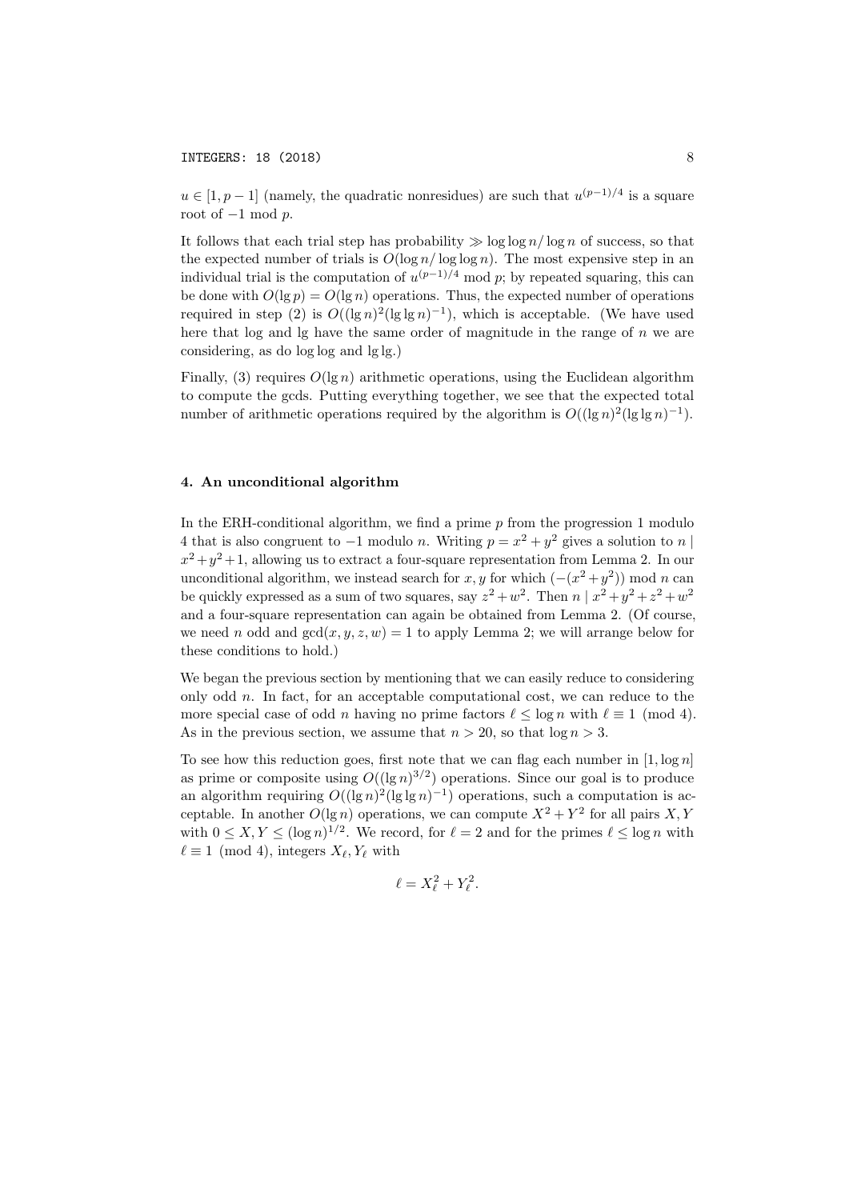$u \in [1, p-1]$ (namely, the quadratic nonresidues) are such that $u^{(p-1)/4}$ is a square root of $-1 \bmod p$.

It follows that each trial step has probability $\gg \log\log n/\log n$ of success, so that the expected number of trials is $O(\log n/\log\log n)$. The most expensive step in an individual trial is the computation of $u^{(p-1)/4} \bmod p$; by repeated squaring, this can be done with $O(\lg p) = O(\lg n)$ operations. Thus, the expected number of operations required in step (2) is $O((\lg n)^2(\lg\lg n)^{-1})$, which is acceptable. (We have used here that log and lg have the same order of magnitude in the range of $n$ we are considering, as do log log and lg lg.)

Finally, (3) requires $O(\lg n)$ arithmetic operations, using the Euclidean algorithm to compute the gcds. Putting everything together, we see that the expected total number of arithmetic operations required by the algorithm is $O((\lg n)^2(\lg\lg n)^{-1})$.

## 4. An unconditional algorithm

In the ERH-conditional algorithm, we find a prime $p$ from the progression 1 modulo 4 that is also congruent to $-1$ modulo $n$. Writing $p = x^2 + y^2$ gives a solution to $n \mid x^2 + y^2 + 1$, allowing us to extract a four-square representation from Lemma 2. In our unconditional algorithm, we instead search for $x, y$ for which $(-(x^2+y^2)) \bmod n$ can be quickly expressed as a sum of two squares, say $z^2 + w^2$. Then $n \mid x^2 + y^2 + z^2 + w^2$ and a four-square representation can again be obtained from Lemma 2. (Of course, we need $n$ odd and $\gcd(x, y, z, w) = 1$ to apply Lemma 2; we will arrange below for these conditions to hold.)

We began the previous section by mentioning that we can easily reduce to considering only odd $n$. In fact, for an acceptable computational cost, we can reduce to the more special case of odd $n$ having no prime factors $\ell \le \log n$ with $\ell \equiv 1 \pmod 4$. As in the previous section, we assume that $n > 20$, so that $\log n > 3$.

To see how this reduction goes, first note that we can flag each number in $[1, \log n]$ as prime or composite using $O((\lg n)^{3/2})$ operations. Since our goal is to produce an algorithm requiring $O((\lg n)^2(\lg\lg n)^{-1})$ operations, such a computation is acceptable. In another $O(\lg n)$ operations, we can compute $X^2 + Y^2$ for all pairs $X, Y$ with $0 \le X, Y \le (\log n)^{1/2}$. We record, for $\ell = 2$ and for the primes $\ell \le \log n$ with $\ell \equiv 1 \pmod 4$, integers $X_\ell, Y_\ell$ with

$$\ell = X_\ell^2 + Y_\ell^2.$$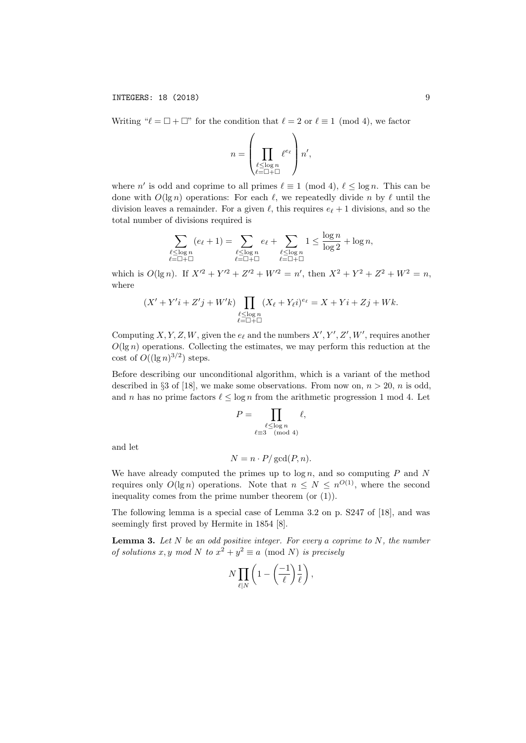Writing "$\ell = \square + \square$" for the condition that $\ell = 2$ or $\ell \equiv 1 \pmod 4$, we factor

$$n = \left( \prod_{\substack{\ell \leq \log n \\ \ell = \square + \square}} \ell^{e_\ell} \right) n',$$

where $n'$ is odd and coprime to all primes $\ell \equiv 1 \pmod 4$, $\ell \leq \log n$. This can be done with $O(\lg n)$ operations: For each $\ell$, we repeatedly divide $n$ by $\ell$ until the division leaves a remainder. For a given $\ell$, this requires $e_\ell + 1$ divisions, and so the total number of divisions required is

$$\sum_{\substack{\ell \leq \log n \\ \ell = \square + \square}} (e_\ell + 1) = \sum_{\substack{\ell \leq \log n \\ \ell = \square + \square}} e_\ell + \sum_{\substack{\ell \leq \log n \\ \ell = \square + \square}} 1 \leq \frac{\log n}{\log 2} + \log n,$$

which is $O(\lg n)$. If $X'^2 + Y'^2 + Z'^2 + W'^2 = n'$, then $X^2 + Y^2 + Z^2 + W^2 = n$, where

$$(X' + Y'i + Z'j + W'k) \prod_{\substack{\ell \leq \log n \\ \ell = \square + \square}} (X_\ell + Y_\ell i)^{e_\ell} = X + Yi + Zj + Wk.$$

Computing $X, Y, Z, W$, given the $e_\ell$ and the numbers $X', Y', Z', W'$, requires another $O(\lg n)$ operations. Collecting the estimates, we may perform this reduction at the cost of $O((\lg n)^{3/2})$ steps.

Before describing our unconditional algorithm, which is a variant of the method described in §3 of [18], we make some observations. From now on, $n > 20$, $n$ is odd, and $n$ has no prime factors $\ell \leq \log n$ from the arithmetic progression 1 mod 4. Let

$$P = \prod_{\substack{\ell \leq \log n \\ \ell \equiv 3 \pmod 4}} \ell,$$

and let

$$N = n \cdot P / \gcd(P, n).$$

We have already computed the primes up to $\log n$, and so computing $P$ and $N$ requires only $O(\lg n)$ operations. Note that $n \leq N \leq n^{O(1)}$, where the second inequality comes from the prime number theorem (or (1)).

The following lemma is a special case of Lemma 3.2 on p. S247 of [18], and was seemingly first proved by Hermite in 1854 [8].

**Lemma 3.** *Let $N$ be an odd positive integer. For every $a$ coprime to $N$, the number of solutions $x, y$ mod $N$ to $x^2 + y^2 \equiv a \pmod N$ is precisely*

$$N \prod_{\ell \mid N} \left( 1 - \left( \frac{-1}{\ell} \right) \frac{1}{\ell} \right),$$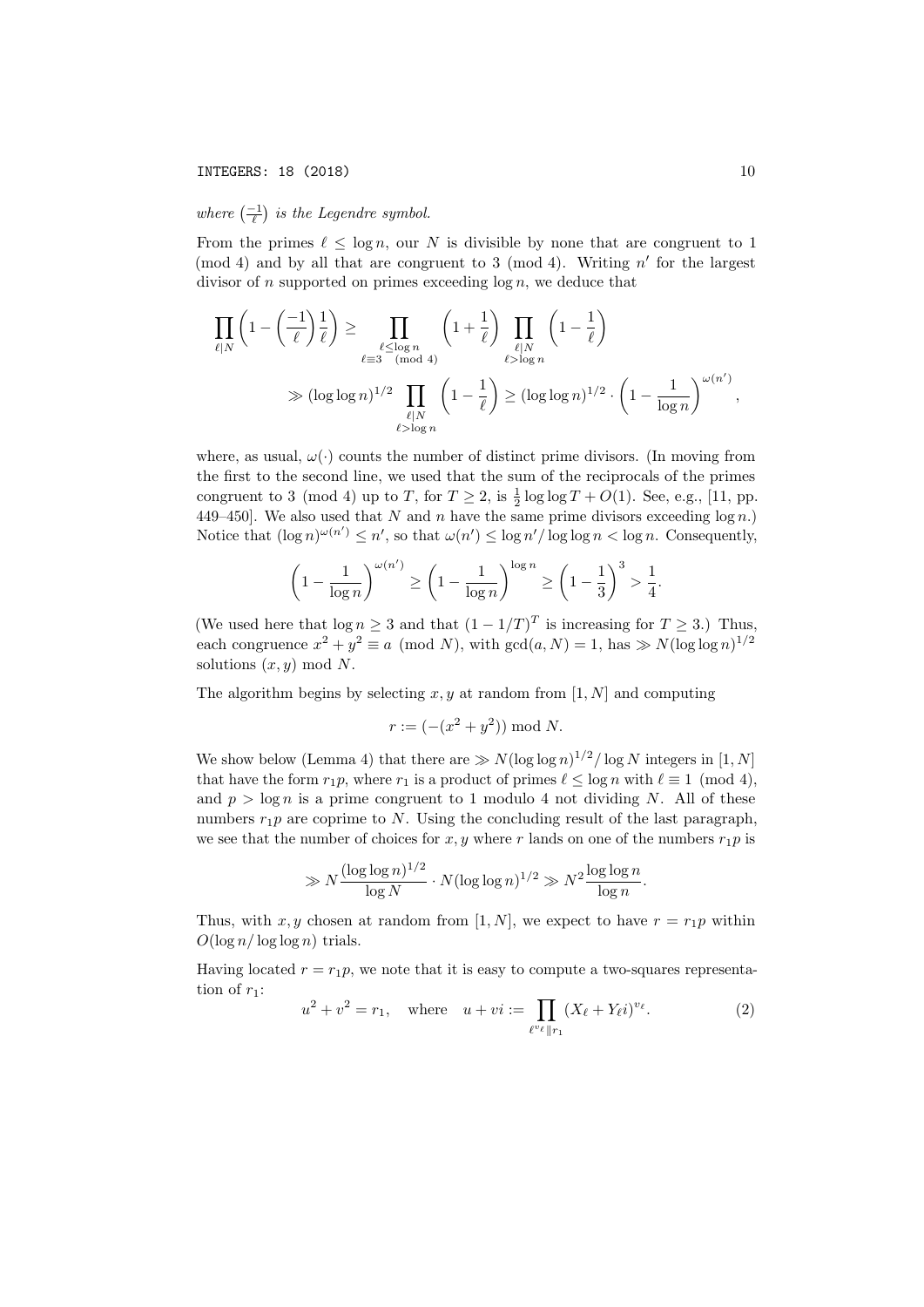*where* $\left(\frac{-1}{\ell}\right)$ *is the Legendre symbol.*

From the primes $\ell \le \log n$, our $N$ is divisible by none that are congruent to 1 (mod 4) and by all that are congruent to 3 (mod 4). Writing $n'$ for the largest divisor of $n$ supported on primes exceeding $\log n$, we deduce that

$$\prod_{\ell \mid N}\left(1-\left(\frac{-1}{\ell}\right)\frac{1}{\ell}\right) \ge \prod_{\substack{\ell \le \log n \\ \ell \equiv 3 \pmod 4}}\left(1+\frac{1}{\ell}\right)\prod_{\substack{\ell \mid N \\ \ell > \log n}}\left(1-\frac{1}{\ell}\right)$$
$$\gg (\log\log n)^{1/2}\prod_{\substack{\ell \mid N \\ \ell > \log n}}\left(1-\frac{1}{\ell}\right) \ge (\log\log n)^{1/2}\cdot\left(1-\frac{1}{\log n}\right)^{\omega(n')},$$

where, as usual, $\omega(\cdot)$ counts the number of distinct prime divisors. (In moving from the first to the second line, we used that the sum of the reciprocals of the primes congruent to 3 (mod 4) up to $T$, for $T \ge 2$, is $\frac{1}{2}\log\log T + O(1)$. See, e.g., [11, pp. 449–450]. We also used that $N$ and $n$ have the same prime divisors exceeding $\log n$.) Notice that $(\log n)^{\omega(n')} \le n'$, so that $\omega(n') \le \log n'/\log\log n < \log n$. Consequently,

$$\left(1-\frac{1}{\log n}\right)^{\omega(n')} \ge \left(1-\frac{1}{\log n}\right)^{\log n} \ge \left(1-\frac{1}{3}\right)^{3} > \frac{1}{4}.$$

(We used here that $\log n \ge 3$ and that $(1-1/T)^T$ is increasing for $T \ge 3$.) Thus, each congruence $x^2+y^2 \equiv a \pmod N$, with $\gcd(a,N)=1$, has $\gg N(\log\log n)^{1/2}$ solutions $(x,y)$ mod $N$.

The algorithm begins by selecting $x, y$ at random from $[1,N]$ and computing

$$r := (-(x^2+y^2)) \bmod N.$$

We show below (Lemma 4) that there are $\gg N(\log\log n)^{1/2}/\log N$ integers in $[1,N]$ that have the form $r_1 p$, where $r_1$ is a product of primes $\ell \le \log n$ with $\ell \equiv 1 \pmod 4$, and $p > \log n$ is a prime congruent to 1 modulo 4 not dividing $N$. All of these numbers $r_1 p$ are coprime to $N$. Using the concluding result of the last paragraph, we see that the number of choices for $x, y$ where $r$ lands on one of the numbers $r_1 p$ is

$$\gg N\frac{(\log\log n)^{1/2}}{\log N}\cdot N(\log\log n)^{1/2} \gg N^2\frac{\log\log n}{\log n}.$$

Thus, with $x, y$ chosen at random from $[1,N]$, we expect to have $r = r_1 p$ within $O(\log n/\log\log n)$ trials.

Having located $r = r_1 p$, we note that it is easy to compute a two-squares representation of $r_1$:

$$u^2+v^2 = r_1, \quad \text{where} \quad u+vi := \prod_{\ell^{v_\ell} \| r_1}(X_\ell + Y_\ell i)^{v_\ell}. \tag{2}$$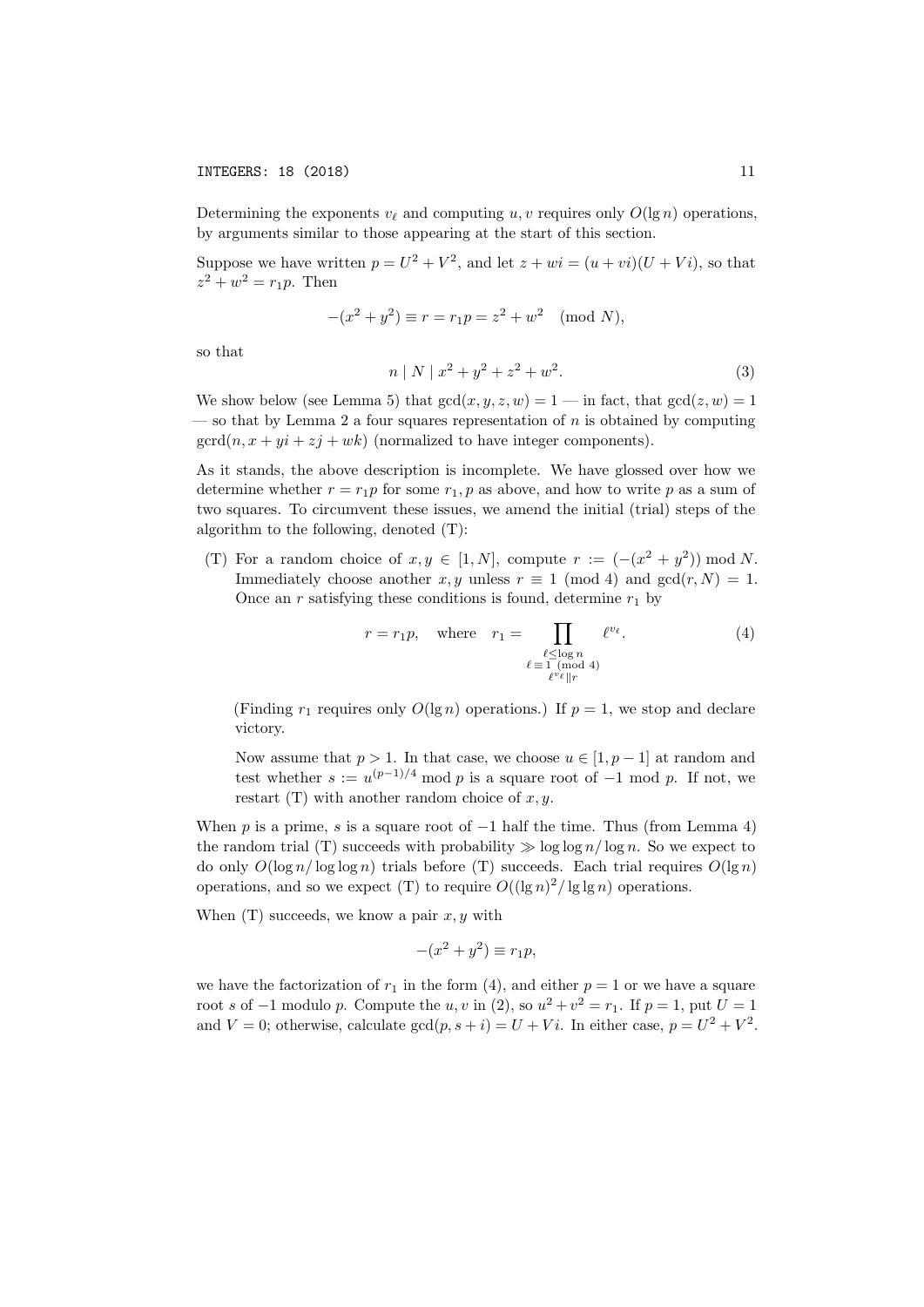Determining the exponents $v_\ell$ and computing $u, v$ requires only $O(\lg n)$ operations, by arguments similar to those appearing at the start of this section.

Suppose we have written $p = U^2 + V^2$, and let $z + wi = (u + vi)(U + Vi)$, so that $z^2 + w^2 = r_1 p$. Then

$$-(x^2 + y^2) \equiv r = r_1 p = z^2 + w^2 \pmod{N},$$

so that

$$n \mid N \mid x^2 + y^2 + z^2 + w^2. \tag{3}$$

We show below (see Lemma 5) that $\gcd(x, y, z, w) = 1$ — in fact, that $\gcd(z, w) = 1$ — so that by Lemma 2 a four squares representation of $n$ is obtained by computing $\operatorname{gcrd}(n, x + yi + zj + wk)$ (normalized to have integer components).

As it stands, the above description is incomplete. We have glossed over how we determine whether $r = r_1 p$ for some $r_1, p$ as above, and how to write $p$ as a sum of two squares. To circumvent these issues, we amend the initial (trial) steps of the algorithm to the following, denoted (T):

(T) For a random choice of $x, y \in [1, N]$, compute $r := (-(x^2 + y^2)) \bmod N$. Immediately choose another $x, y$ unless $r \equiv 1 \pmod 4$ and $\gcd(r, N) = 1$. Once an $r$ satisfying these conditions is found, determine $r_1$ by

$$r = r_1 p, \quad \text{where} \quad r_1 = \prod_{\substack{\ell \leq \log n \\ \ell \equiv 1 \pmod 4 \\ \ell^{v_\ell} \| r}} \ell^{v_\ell}. \tag{4}$$

(Finding $r_1$ requires only $O(\lg n)$ operations.) If $p = 1$, we stop and declare victory.

Now assume that $p > 1$. In that case, we choose $u \in [1, p-1]$ at random and test whether $s := u^{(p-1)/4} \bmod p$ is a square root of $-1 \bmod p$. If not, we restart (T) with another random choice of $x, y$.

When $p$ is a prime, $s$ is a square root of $-1$ half the time. Thus (from Lemma 4) the random trial (T) succeeds with probability $\gg \log\log n / \log n$. So we expect to do only $O(\log n / \log\log n)$ trials before (T) succeeds. Each trial requires $O(\lg n)$ operations, and so we expect (T) to require $O((\lg n)^2 / \lg\lg n)$ operations.

When (T) succeeds, we know a pair $x, y$ with

$$-(x^2 + y^2) \equiv r_1 p,$$

we have the factorization of $r_1$ in the form (4), and either $p = 1$ or we have a square root $s$ of $-1$ modulo $p$. Compute the $u, v$ in (2), so $u^2 + v^2 = r_1$. If $p = 1$, put $U = 1$ and $V = 0$; otherwise, calculate $\gcd(p, s + i) = U + Vi$. In either case, $p = U^2 + V^2$.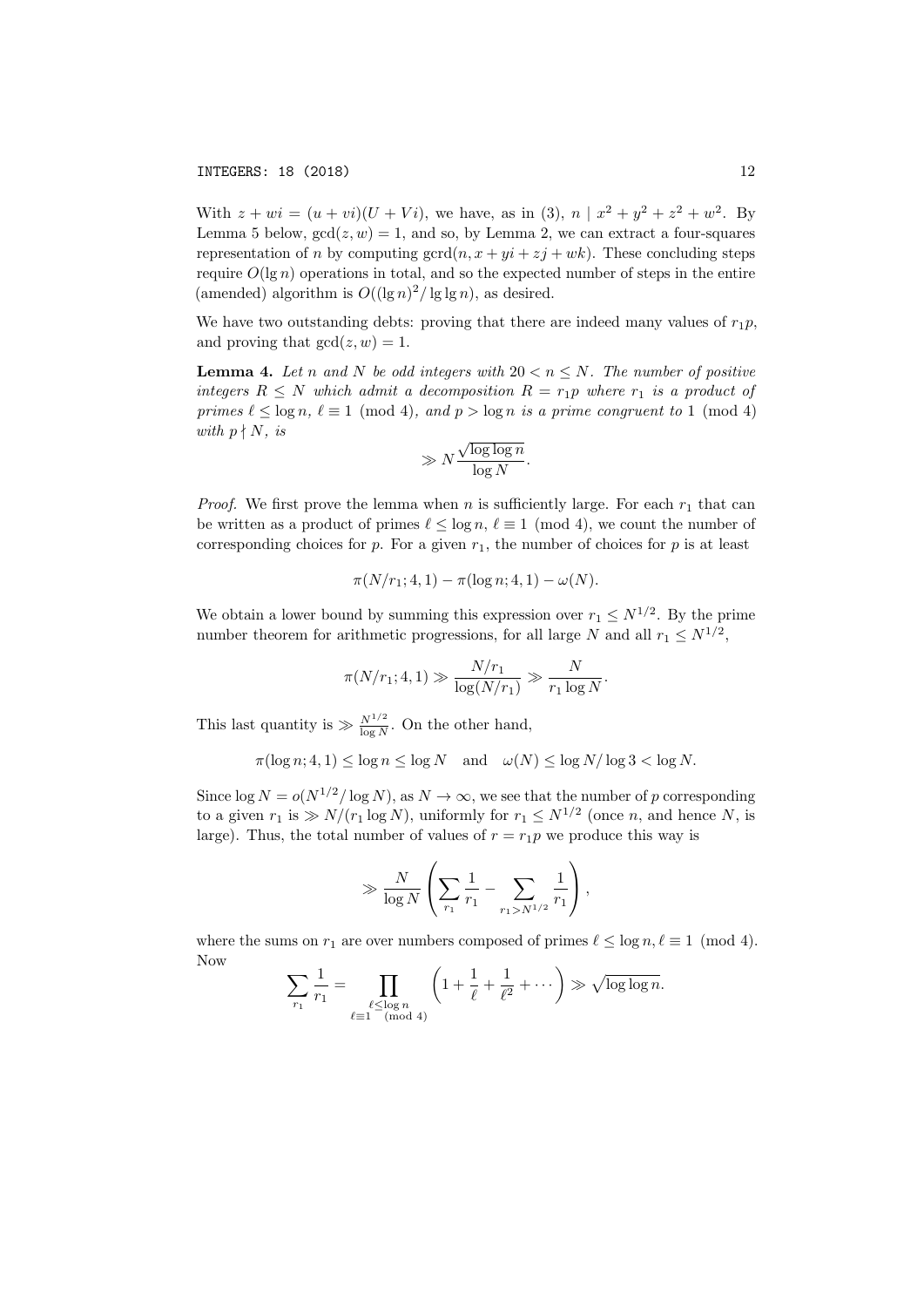With $z + wi = (u + vi)(U + Vi)$, we have, as in (3), $n \mid x^2 + y^2 + z^2 + w^2$. By Lemma 5 below, $\gcd(z, w) = 1$, and so, by Lemma 2, we can extract a four-squares representation of $n$ by computing $\mathrm{gcrd}(n, x + yi + zj + wk)$. These concluding steps require $O(\lg n)$ operations in total, and so the expected number of steps in the entire (amended) algorithm is $O((\lg n)^2/\lg\lg n)$, as desired.

We have two outstanding debts: proving that there are indeed many values of $r_1 p$, and proving that $\gcd(z, w) = 1$.

**Lemma 4.** *Let $n$ and $N$ be odd integers with $20 < n \leq N$. The number of positive integers $R \leq N$ which admit a decomposition $R = r_1 p$ where $r_1$ is a product of primes $\ell \leq \log n$, $\ell \equiv 1 \pmod 4$, and $p > \log n$ is a prime congruent to $1 \pmod 4$ with $p \nmid N$, is*

$$\gg N \frac{\sqrt{\log\log n}}{\log N}.$$

*Proof.* We first prove the lemma when $n$ is sufficiently large. For each $r_1$ that can be written as a product of primes $\ell \leq \log n$, $\ell \equiv 1 \pmod 4$, we count the number of corresponding choices for $p$. For a given $r_1$, the number of choices for $p$ is at least

$$\pi(N/r_1; 4, 1) - \pi(\log n; 4, 1) - \omega(N).$$

We obtain a lower bound by summing this expression over $r_1 \leq N^{1/2}$. By the prime number theorem for arithmetic progressions, for all large $N$ and all $r_1 \leq N^{1/2}$,

$$\pi(N/r_1; 4, 1) \gg \frac{N/r_1}{\log(N/r_1)} \gg \frac{N}{r_1 \log N}.$$

This last quantity is $\gg \frac{N^{1/2}}{\log N}$. On the other hand,

$$\pi(\log n; 4, 1) \leq \log n \leq \log N \quad \text{and} \quad \omega(N) \leq \log N/\log 3 < \log N.$$

Since $\log N = o(N^{1/2}/\log N)$, as $N \to \infty$, we see that the number of $p$ corresponding to a given $r_1$ is $\gg N/(r_1 \log N)$, uniformly for $r_1 \leq N^{1/2}$ (once $n$, and hence $N$, is large). Thus, the total number of values of $r = r_1 p$ we produce this way is

$$\gg \frac{N}{\log N}\left(\sum_{r_1} \frac{1}{r_1} - \sum_{r_1 > N^{1/2}} \frac{1}{r_1}\right),$$

where the sums on $r_1$ are over numbers composed of primes $\ell \leq \log n, \ell \equiv 1 \pmod 4$. Now

$$\sum_{r_1} \frac{1}{r_1} = \prod_{\substack{\ell \leq \log n \\ \ell \equiv 1 \pmod 4}} \left(1 + \frac{1}{\ell} + \frac{1}{\ell^2} + \cdots\right) \gg \sqrt{\log\log n}.$$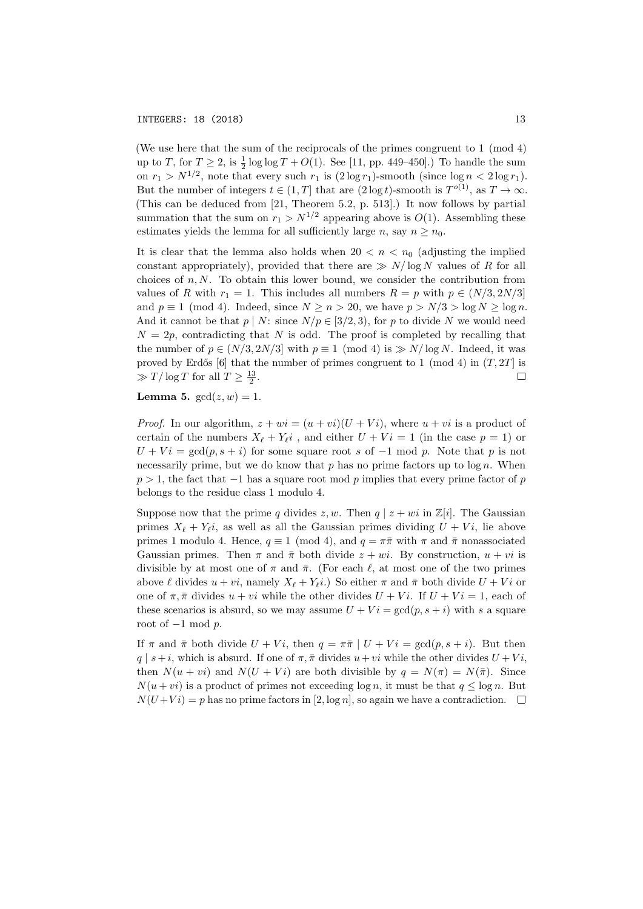(We use here that the sum of the reciprocals of the primes congruent to 1 (mod 4) up to $T$, for $T \geq 2$, is $\frac{1}{2}\log\log T + O(1)$. See [11, pp. 449–450].) To handle the sum on $r_1 > N^{1/2}$, note that every such $r_1$ is $(2\log r_1)$-smooth (since $\log n < 2\log r_1$). But the number of integers $t \in (1, T]$ that are $(2\log t)$-smooth is $T^{o(1)}$, as $T \to \infty$. (This can be deduced from [21, Theorem 5.2, p. 513].) It now follows by partial summation that the sum on $r_1 > N^{1/2}$ appearing above is $O(1)$. Assembling these estimates yields the lemma for all sufficiently large $n$, say $n \geq n_0$.

It is clear that the lemma also holds when $20 < n < n_0$ (adjusting the implied constant appropriately), provided that there are $\gg N/\log N$ values of $R$ for all choices of $n, N$. To obtain this lower bound, we consider the contribution from values of $R$ with $r_1 = 1$. This includes all numbers $R = p$ with $p \in (N/3, 2N/3]$ and $p \equiv 1 \pmod 4$. Indeed, since $N \geq n > 20$, we have $p > N/3 > \log N \geq \log n$. And it cannot be that $p \mid N$: since $N/p \in [3/2, 3)$, for $p$ to divide $N$ we would need $N = 2p$, contradicting that $N$ is odd. The proof is completed by recalling that the number of $p \in (N/3, 2N/3]$ with $p \equiv 1 \pmod 4$ is $\gg N/\log N$. Indeed, it was proved by Erdős [6] that the number of primes congruent to 1 (mod 4) in $(T, 2T]$ is $\gg T/\log T$ for all $T \geq \frac{13}{2}$. $\square$

**Lemma 5.** $\gcd(z, w) = 1$.

*Proof.* In our algorithm, $z + wi = (u + vi)(U + Vi)$, where $u + vi$ is a product of certain of the numbers $X_\ell + Y_\ell i$ , and either $U + Vi = 1$ (in the case $p = 1$) or $U + Vi = \gcd(p, s + i)$ for some square root $s$ of $-1$ mod $p$. Note that $p$ is not necessarily prime, but we do know that $p$ has no prime factors up to $\log n$. When $p > 1$, the fact that $-1$ has a square root mod $p$ implies that every prime factor of $p$ belongs to the residue class 1 modulo 4.

Suppose now that the prime $q$ divides $z, w$. Then $q \mid z + wi$ in $\mathbb{Z}[i]$. The Gaussian primes $X_\ell + Y_\ell i$, as well as all the Gaussian primes dividing $U + Vi$, lie above primes 1 modulo 4. Hence, $q \equiv 1 \pmod 4$, and $q = \pi\bar{\pi}$ with $\pi$ and $\bar{\pi}$ nonassociated Gaussian primes. Then $\pi$ and $\bar{\pi}$ both divide $z + wi$. By construction, $u + vi$ is divisible by at most one of $\pi$ and $\bar{\pi}$. (For each $\ell$, at most one of the two primes above $\ell$ divides $u + vi$, namely $X_\ell + Y_\ell i$.) So either $\pi$ and $\bar{\pi}$ both divide $U + Vi$ or one of $\pi, \bar{\pi}$ divides $u + vi$ while the other divides $U + Vi$. If $U + Vi = 1$, each of these scenarios is absurd, so we may assume $U + Vi = \gcd(p, s + i)$ with $s$ a square root of $-1$ mod $p$.

If $\pi$ and $\bar{\pi}$ both divide $U + Vi$, then $q = \pi\bar{\pi} \mid U + Vi = \gcd(p, s + i)$. But then $q \mid s + i$, which is absurd. If one of $\pi, \bar{\pi}$ divides $u + vi$ while the other divides $U + Vi$, then $N(u + vi)$ and $N(U + Vi)$ are both divisible by $q = N(\pi) = N(\bar{\pi})$. Since $N(u + vi)$ is a product of primes not exceeding $\log n$, it must be that $q \leq \log n$. But $N(U + Vi) = p$ has no prime factors in $[2, \log n]$, so again we have a contradiction. $\square$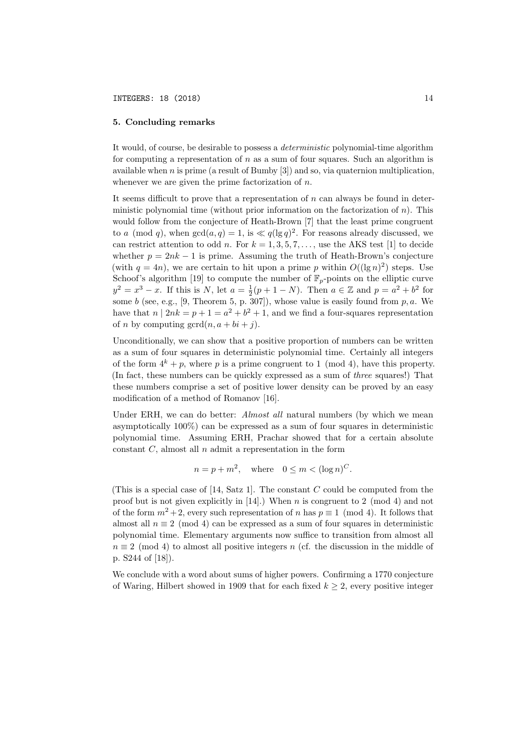## 5. Concluding remarks

It would, of course, be desirable to possess a *deterministic* polynomial-time algorithm for computing a representation of $n$ as a sum of four squares. Such an algorithm is available when $n$ is prime (a result of Bumby [3]) and so, via quaternion multiplication, whenever we are given the prime factorization of $n$.

It seems difficult to prove that a representation of $n$ can always be found in deterministic polynomial time (without prior information on the factorization of $n$). This would follow from the conjecture of Heath-Brown [7] that the least prime congruent to $a \pmod q$, when $\gcd(a, q) = 1$, is $\ll q(\lg q)^2$. For reasons already discussed, we can restrict attention to odd $n$. For $k = 1, 3, 5, 7, \dots$, use the AKS test [1] to decide whether $p = 2nk - 1$ is prime. Assuming the truth of Heath-Brown's conjecture (with $q = 4n$), we are certain to hit upon a prime $p$ within $O((\lg n)^2)$ steps. Use Schoof's algorithm [19] to compute the number of $\mathbb{F}_p$-points on the elliptic curve $y^2 = x^3 - x$. If this is $N$, let $a = \frac{1}{2}(p + 1 - N)$. Then $a \in \mathbb{Z}$ and $p = a^2 + b^2$ for some $b$ (see, e.g., [9, Theorem 5, p. 307]), whose value is easily found from $p, a$. We have that $n \mid 2nk = p + 1 = a^2 + b^2 + 1$, and we find a four-squares representation of $n$ by computing $\operatorname{gcrd}(n, a + bi + j)$.

Unconditionally, we can show that a positive proportion of numbers can be written as a sum of four squares in deterministic polynomial time. Certainly all integers of the form $4^k + p$, where $p$ is a prime congruent to $1 \pmod 4$, have this property. (In fact, these numbers can be quickly expressed as a sum of *three* squares!) That these numbers comprise a set of positive lower density can be proved by an easy modification of a method of Romanov [16].

Under ERH, we can do better: *Almost all* natural numbers (by which we mean asymptotically 100%) can be expressed as a sum of four squares in deterministic polynomial time. Assuming ERH, Prachar showed that for a certain absolute constant $C$, almost all $n$ admit a representation in the form

$$n = p + m^2, \quad \text{where} \quad 0 \le m < (\log n)^C.$$

(This is a special case of [14, Satz 1]. The constant $C$ could be computed from the proof but is not given explicitly in [14].) When $n$ is congruent to $2 \pmod 4$ and not of the form $m^2 + 2$, every such representation of $n$ has $p \equiv 1 \pmod 4$. It follows that almost all $n \equiv 2 \pmod 4$ can be expressed as a sum of four squares in deterministic polynomial time. Elementary arguments now suffice to transition from almost all $n \equiv 2 \pmod 4$ to almost all positive integers $n$ (cf. the discussion in the middle of p. S244 of [18]).

We conclude with a word about sums of higher powers. Confirming a 1770 conjecture of Waring, Hilbert showed in 1909 that for each fixed $k \ge 2$, every positive integer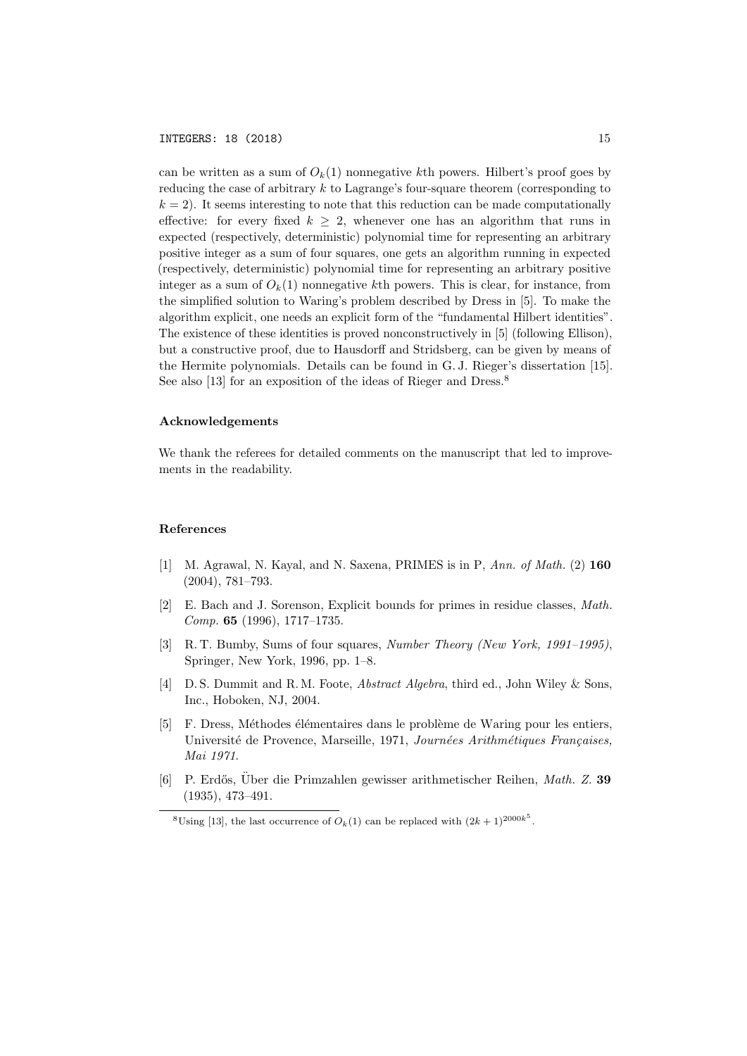can be written as a sum of $O_k(1)$ nonnegative $k$th powers. Hilbert's proof goes by reducing the case of arbitrary $k$ to Lagrange's four-square theorem (corresponding to $k = 2$). It seems interesting to note that this reduction can be made computationally effective: for every fixed $k \geq 2$, whenever one has an algorithm that runs in expected (respectively, deterministic) polynomial time for representing an arbitrary positive integer as a sum of four squares, one gets an algorithm running in expected (respectively, deterministic) polynomial time for representing an arbitrary positive integer as a sum of $O_k(1)$ nonnegative $k$th powers. This is clear, for instance, from the simplified solution to Waring's problem described by Dress in [5]. To make the algorithm explicit, one needs an explicit form of the "fundamental Hilbert identities". The existence of these identities is proved nonconstructively in [5] (following Ellison), but a constructive proof, due to Hausdorff and Stridsberg, can be given by means of the Hermite polynomials. Details can be found in G. J. Rieger's dissertation [15]. See also [13] for an exposition of the ideas of Rieger and Dress.[8]

## Acknowledgements

We thank the referees for detailed comments on the manuscript that led to improvements in the readability.

## References

[1] M. Agrawal, N. Kayal, and N. Saxena, PRIMES is in P, *Ann. of Math.* (2) **160** (2004), 781–793.

[2] E. Bach and J. Sorenson, Explicit bounds for primes in residue classes, *Math. Comp.* **65** (1996), 1717–1735.

[3] R. T. Bumby, Sums of four squares, *Number Theory (New York, 1991–1995)*, Springer, New York, 1996, pp. 1–8.

[4] D. S. Dummit and R. M. Foote, *Abstract Algebra*, third ed., John Wiley & Sons, Inc., Hoboken, NJ, 2004.

[5] F. Dress, Méthodes élémentaires dans le problème de Waring pour les entiers, Université de Provence, Marseille, 1971, *Journées Arithmétiques Françaises, Mai 1971.*

[6] P. Erdős, Über die Primzahlen gewisser arithmetischer Reihen, *Math. Z.* **39** (1935), 473–491.

[8] Using [13], the last occurrence of $O_k(1)$ can be replaced with $(2k+1)^{2000k^5}$.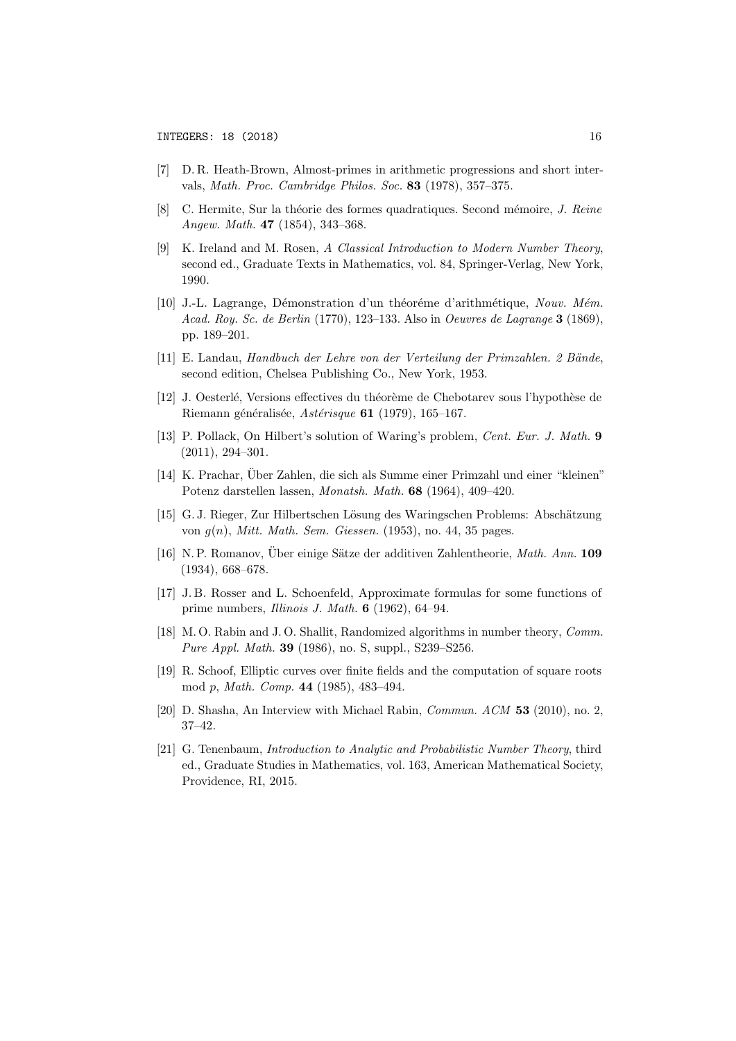[7] D. R. Heath-Brown, Almost-primes in arithmetic progressions and short intervals, *Math. Proc. Cambridge Philos. Soc.* **83** (1978), 357–375.

[8] C. Hermite, Sur la théorie des formes quadratiques. Second mémoire, *J. Reine Angew. Math.* **47** (1854), 343–368.

[9] K. Ireland and M. Rosen, *A Classical Introduction to Modern Number Theory*, second ed., Graduate Texts in Mathematics, vol. 84, Springer-Verlag, New York, 1990.

[10] J.-L. Lagrange, Démonstration d'un théoréme d'arithmétique, *Nouv. Mém. Acad. Roy. Sc. de Berlin* (1770), 123–133. Also in *Oeuvres de Lagrange* **3** (1869), pp. 189–201.

[11] E. Landau, *Handbuch der Lehre von der Verteilung der Primzahlen. 2 Bände*, second edition, Chelsea Publishing Co., New York, 1953.

[12] J. Oesterlé, Versions effectives du théorème de Chebotarev sous l'hypothèse de Riemann généralisée, *Astérisque* **61** (1979), 165–167.

[13] P. Pollack, On Hilbert's solution of Waring's problem, *Cent. Eur. J. Math.* **9** (2011), 294–301.

[14] K. Prachar, Über Zahlen, die sich als Summe einer Primzahl und einer "kleinen" Potenz darstellen lassen, *Monatsh. Math.* **68** (1964), 409–420.

[15] G. J. Rieger, Zur Hilbertschen Lösung des Waringschen Problems: Abschätzung von $g(n)$, *Mitt. Math. Sem. Giessen.* (1953), no. 44, 35 pages.

[16] N. P. Romanov, Über einige Sätze der additiven Zahlentheorie, *Math. Ann.* **109** (1934), 668–678.

[17] J. B. Rosser and L. Schoenfeld, Approximate formulas for some functions of prime numbers, *Illinois J. Math.* **6** (1962), 64–94.

[18] M. O. Rabin and J. O. Shallit, Randomized algorithms in number theory, *Comm. Pure Appl. Math.* **39** (1986), no. S, suppl., S239–S256.

[19] R. Schoof, Elliptic curves over finite fields and the computation of square roots mod $p$, *Math. Comp.* **44** (1985), 483–494.

[20] D. Shasha, An Interview with Michael Rabin, *Commun. ACM* **53** (2010), no. 2, 37–42.

[21] G. Tenenbaum, *Introduction to Analytic and Probabilistic Number Theory*, third ed., Graduate Studies in Mathematics, vol. 163, American Mathematical Society, Providence, RI, 2015.